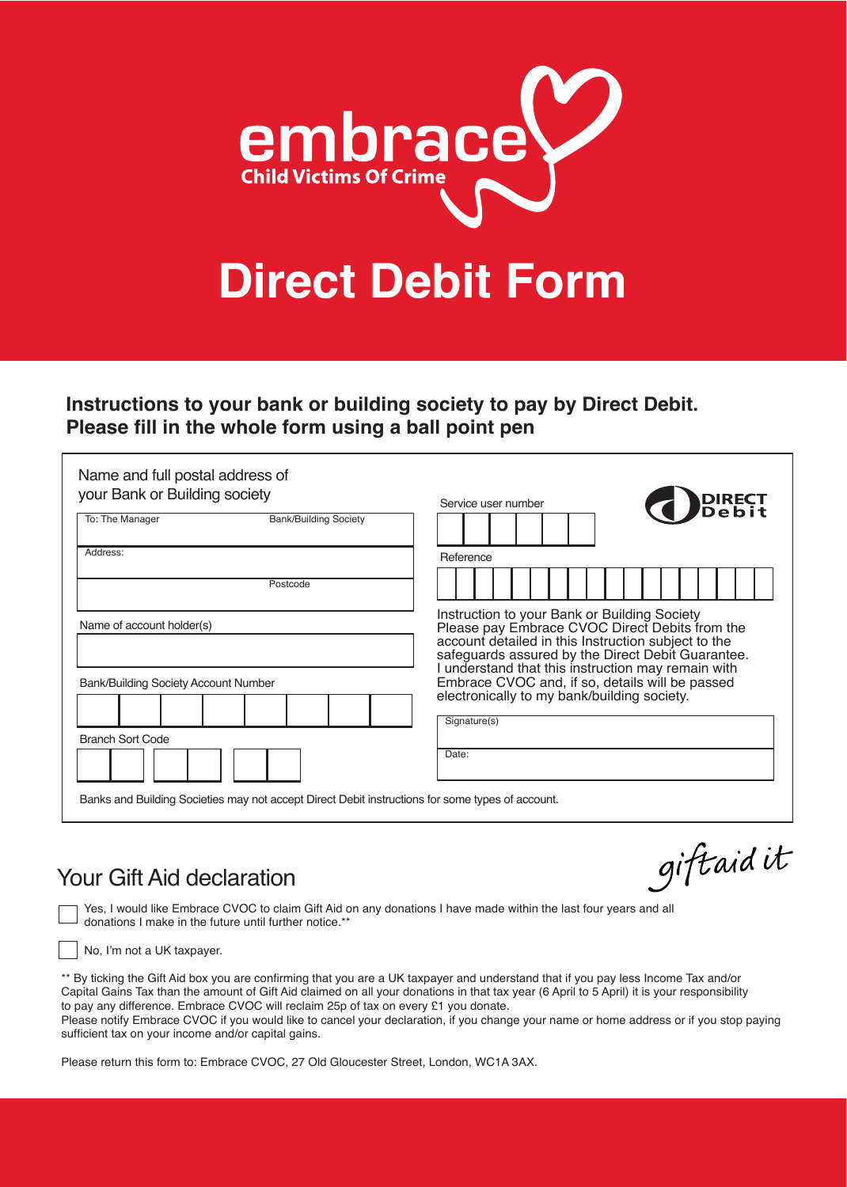embrace

Child Victims Of Crime

# Direct Debit Form

**Instructions to your bank or building society to pay by Direct Debit.**
**Please fill in the whole form using a ball point pen**

Name and full postal address of your Bank or Building society

To: The Manager &emsp; Bank/Building Society

Address:

Postcode

Name of account holder(s)

Bank/Building Society Account Number

Branch Sort Code

Service user number

DIRECT Debit

Reference

Instruction to your Bank or Building Society
Please pay Embrace CVOC Direct Debits from the account detailed in this Instruction subject to the safeguards assured by the Direct Debit Guarantee. I understand that this instruction may remain with Embrace CVOC and, if so, details will be passed electronically to my bank/building society.

Signature(s)

Date:

Banks and Building Societies may not accept Direct Debit instructions for some types of account.

## Your Gift Aid declaration

giftaid it

☐ Yes, I would like Embrace CVOC to claim Gift Aid on any donations I have made within the last four years and all donations I make in the future until further notice.**

☐ No, I'm not a UK taxpayer.

** By ticking the Gift Aid box you are confirming that you are a UK taxpayer and understand that if you pay less Income Tax and/or Capital Gains Tax than the amount of Gift Aid claimed on all your donations in that tax year (6 April to 5 April) it is your responsibility to pay any difference. Embrace CVOC will reclaim 25p of tax on every £1 you donate.
Please notify Embrace CVOC if you would like to cancel your declaration, if you change your name or home address or if you stop paying sufficient tax on your income and/or capital gains.

Please return this form to: Embrace CVOC, 27 Old Gloucester Street, London, WC1A 3AX.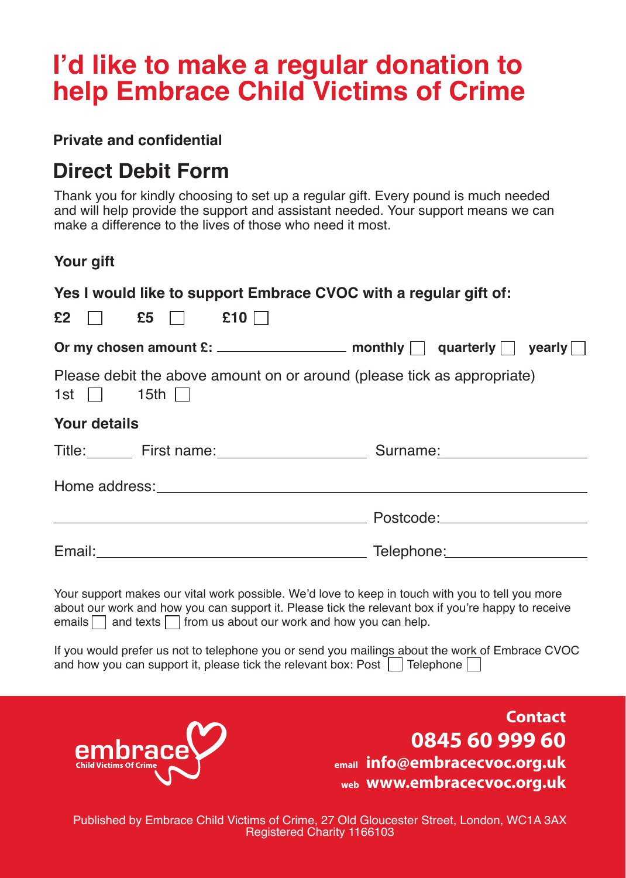# I'd like to make a regular donation to help Embrace Child Victims of Crime

**Private and confidential**

## Direct Debit Form

Thank you for kindly choosing to set up a regular gift. Every pound is much needed and will help provide the support and assistant needed. Your support means we can make a difference to the lives of those who need it most.

### Your gift

**Yes I would like to support Embrace CVOC with a regular gift of:**

**£2** ☐ **£5** ☐ **£10** ☐

**Or my chosen amount £:** ______________ **monthly** ☐ **quarterly** ☐ **yearly** ☐

Please debit the above amount on or around (please tick as appropriate)
1st ☐ 15th ☐

### Your details

Title:______ First name:__________________ Surname:__________________

Home address:______________________________________________________

______________________________________________ Postcode:__________________

Email:________________________________________ Telephone:__________________

Your support makes our vital work possible. We'd love to keep in touch with you to tell you more about our work and how you can support it. Please tick the relevant box if you're happy to receive emails ☐ and texts ☐ from us about our work and how you can help.

If you would prefer us not to telephone you or send you mailings about the work of Embrace CVOC and how you can support it, please tick the relevant box: Post ☐ Telephone ☐

embrace
Child Victims Of Crime

**Contact**
**0845 60 999 60**
email **info@embracecvoc.org.uk**
web **www.embracecvoc.org.uk**

Published by Embrace Child Victims of Crime, 27 Old Gloucester Street, London, WC1A 3AX
Registered Charity 1166103